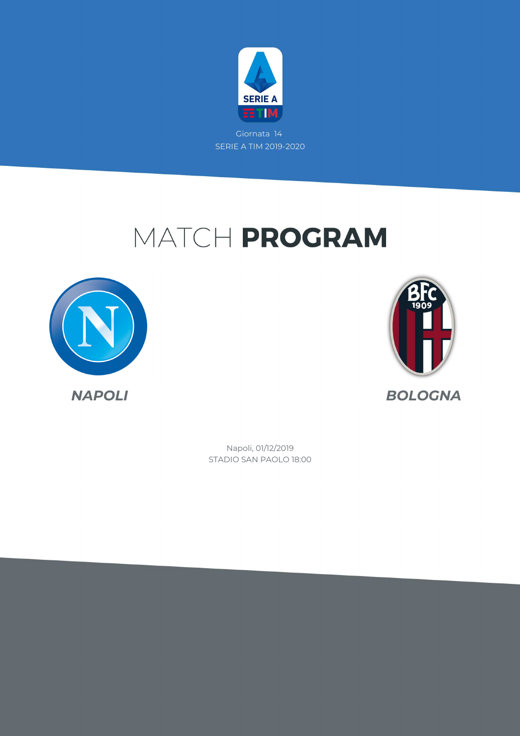Giornata 14
SERIE A TIM 2019-2020

# MATCH **PROGRAM**

*NAPOLI*

*BOLOGNA*

Napoli, 01/12/2019
STADIO SAN PAOLO 18:00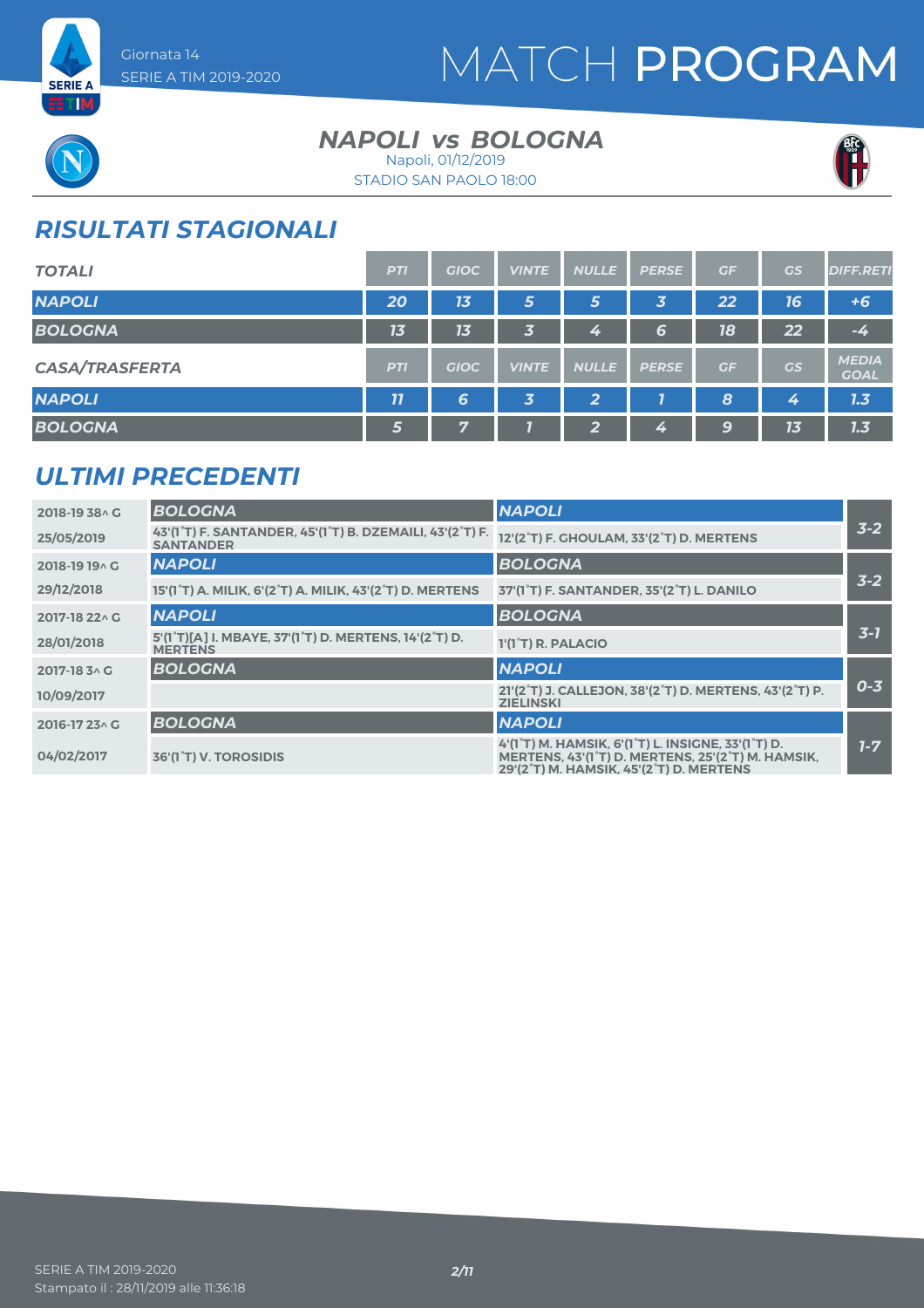Giornata 14
SERIE A TIM 2019-2020

# MATCH PROGRAM

## NAPOLI vs BOLOGNA

Napoli, 01/12/2019
STADIO SAN PAOLO 18:00

## RISULTATI STAGIONALI

| TOTALI | PTI | GIOC | VINTE | NULLE | PERSE | GF | GS | DIFF.RETI |
|---|---|---|---|---|---|---|---|---|
| NAPOLI | 20 | 13 | 5 | 5 | 3 | 22 | 16 | +6 |
| BOLOGNA | 13 | 13 | 3 | 4 | 6 | 18 | 22 | -4 |

| CASA/TRASFERTA | PTI | GIOC | VINTE | NULLE | PERSE | GF | GS | MEDIA GOAL |
|---|---|---|---|---|---|---|---|---|
| NAPOLI | 11 | 6 | 3 | 2 | 1 | 8 | 4 | 1.3 |
| BOLOGNA | 5 | 7 | 1 | 2 | 4 | 9 | 13 | 1.3 |

## ULTIMI PRECEDENTI

| Giornata / Data | Casa | Trasferta | Risultato |
|---|---|---|---|
| 2018-19 38^ G | BOLOGNA | NAPOLI | 3-2 |
| 25/05/2019 | 43'(1°T) F. SANTANDER, 45'(1°T) B. DZEMAILI, 43'(2°T) F. SANTANDER | 12'(2°T) F. GHOULAM, 33'(2°T) D. MERTENS | |
| 2018-19 19^ G | NAPOLI | BOLOGNA | 3-2 |
| 29/12/2018 | 15'(1°T) A. MILIK, 6'(2°T) A. MILIK, 43'(2°T) D. MERTENS | 37'(1°T) F. SANTANDER, 35'(2°T) L. DANILO | |
| 2017-18 22^ G | NAPOLI | BOLOGNA | 3-1 |
| 28/01/2018 | 5'(1°T)[A] I. MBAYE, 37'(1°T) D. MERTENS, 14'(2°T) D. MERTENS | 1'(1°T) R. PALACIO | |
| 2017-18 3^ G | BOLOGNA | NAPOLI | 0-3 |
| 10/09/2017 | | 21'(2°T) J. CALLEJON, 38'(2°T) D. MERTENS, 43'(2°T) P. ZIELINSKI | |
| 2016-17 23^ G | BOLOGNA | NAPOLI | 1-7 |
| 04/02/2017 | 36'(1°T) V. TOROSIDIS | 4'(1°T) M. HAMSIK, 6'(1°T) L. INSIGNE, 33'(1°T) D. MERTENS, 43'(1°T) D. MERTENS, 25'(2°T) M. HAMSIK, 29'(2°T) M. HAMSIK, 45'(2°T) D. MERTENS | |

SERIE A TIM 2019-2020
Stampato il : 28/11/2019 alle 11:36:18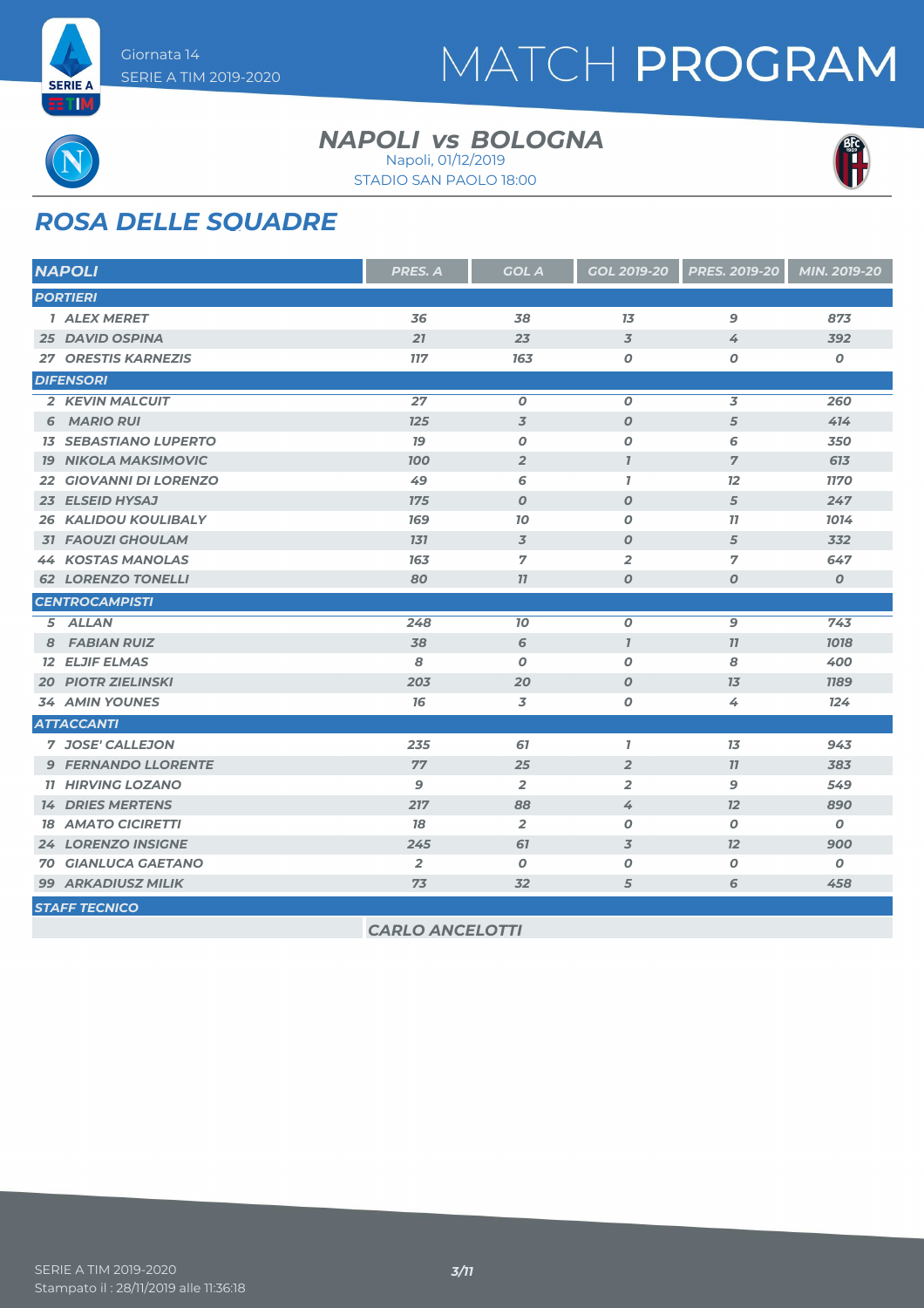Giornata 14
SERIE A TIM 2019-2020

# MATCH PROGRAM

## NAPOLI vs BOLOGNA

Napoli, 01/12/2019
STADIO SAN PAOLO 18:00

## ROSA DELLE SQUADRE

| NAPOLI | PRES. A | GOL A | GOL 2019-20 | PRES. 2019-20 | MIN. 2019-20 |
|---|---|---|---|---|---|
| **PORTIERI** | | | | | |
| 1 ALEX MERET | 36 | 38 | 13 | 9 | 873 |
| 25 DAVID OSPINA | 21 | 23 | 3 | 4 | 392 |
| 27 ORESTIS KARNEZIS | 117 | 163 | 0 | 0 | 0 |
| **DIFENSORI** | | | | | |
| 2 KEVIN MALCUIT | 27 | 0 | 0 | 3 | 260 |
| 6 MARIO RUI | 125 | 3 | 0 | 5 | 414 |
| 13 SEBASTIANO LUPERTO | 19 | 0 | 0 | 6 | 350 |
| 19 NIKOLA MAKSIMOVIC | 100 | 2 | 1 | 7 | 613 |
| 22 GIOVANNI DI LORENZO | 49 | 6 | 1 | 12 | 1170 |
| 23 ELSEID HYSAJ | 175 | 0 | 0 | 5 | 247 |
| 26 KALIDOU KOULIBALY | 169 | 10 | 0 | 11 | 1014 |
| 31 FAOUZI GHOULAM | 131 | 3 | 0 | 5 | 332 |
| 44 KOSTAS MANOLAS | 163 | 7 | 2 | 7 | 647 |
| 62 LORENZO TONELLI | 80 | 11 | 0 | 0 | 0 |
| **CENTROCAMPISTI** | | | | | |
| 5 ALLAN | 248 | 10 | 0 | 9 | 743 |
| 8 FABIAN RUIZ | 38 | 6 | 1 | 11 | 1018 |
| 12 ELJIF ELMAS | 8 | 0 | 0 | 8 | 400 |
| 20 PIOTR ZIELINSKI | 203 | 20 | 0 | 13 | 1189 |
| 34 AMIN YOUNES | 16 | 3 | 0 | 4 | 124 |
| **ATTACCANTI** | | | | | |
| 7 JOSE' CALLEJON | 235 | 61 | 1 | 13 | 943 |
| 9 FERNANDO LLORENTE | 77 | 25 | 2 | 11 | 383 |
| 11 HIRVING LOZANO | 9 | 2 | 2 | 9 | 549 |
| 14 DRIES MERTENS | 217 | 88 | 4 | 12 | 890 |
| 18 AMATO CICIRETTI | 18 | 2 | 0 | 0 | 0 |
| 24 LORENZO INSIGNE | 245 | 61 | 3 | 12 | 900 |
| 70 GIANLUCA GAETANO | 2 | 0 | 0 | 0 | 0 |
| 99 ARKADIUSZ MILIK | 73 | 32 | 5 | 6 | 458 |
| **STAFF TECNICO** | | | | | |
| CARLO ANCELOTTI | | | | | |

Stampato il : 28/11/2019 alle 11:36:18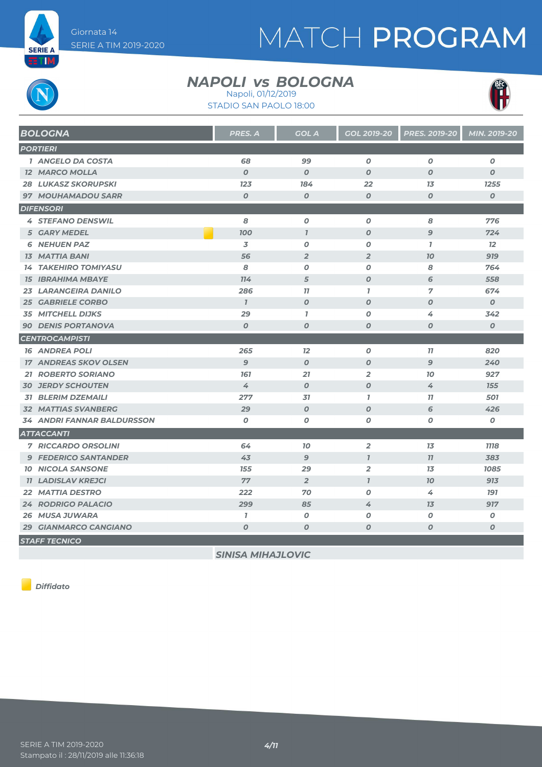# MATCH PROGRAM

Giornata 14
SERIE A TIM 2019-2020

## NAPOLI vs BOLOGNA

Napoli, 01/12/2019
STADIO SAN PAOLO 18:00

| BOLOGNA | PRES. A | GOL A | GOL 2019-20 | PRES. 2019-20 | MIN. 2019-20 |
|---|---|---|---|---|---|
| **PORTIERI** | | | | | |
| 1 ANGELO DA COSTA | 68 | 99 | 0 | 0 | 0 |
| 12 MARCO MOLLA | 0 | 0 | 0 | 0 | 0 |
| 28 LUKASZ SKORUPSKI | 123 | 184 | 22 | 13 | 1255 |
| 97 MOUHAMADOU SARR | 0 | 0 | 0 | 0 | 0 |
| **DIFENSORI** | | | | | |
| 4 STEFANO DENSWIL | 8 | 0 | 0 | 8 | 776 |
| 5 GARY MEDEL (Diffidato) | 100 | 1 | 0 | 9 | 724 |
| 6 NEHUEN PAZ | 3 | 0 | 0 | 1 | 12 |
| 13 MATTIA BANI | 56 | 2 | 2 | 10 | 919 |
| 14 TAKEHIRO TOMIYASU | 8 | 0 | 0 | 8 | 764 |
| 15 IBRAHIMA MBAYE | 114 | 5 | 0 | 6 | 558 |
| 23 LARANGEIRA DANILO | 286 | 11 | 1 | 7 | 674 |
| 25 GABRIELE CORBO | 1 | 0 | 0 | 0 | 0 |
| 35 MITCHELL DIJKS | 29 | 1 | 0 | 4 | 342 |
| 90 DENIS PORTANOVA | 0 | 0 | 0 | 0 | 0 |
| **CENTROCAMPISTI** | | | | | |
| 16 ANDREA POLI | 265 | 12 | 0 | 11 | 820 |
| 17 ANDREAS SKOV OLSEN | 9 | 0 | 0 | 9 | 240 |
| 21 ROBERTO SORIANO | 161 | 21 | 2 | 10 | 927 |
| 30 JERDY SCHOUTEN | 4 | 0 | 0 | 4 | 155 |
| 31 BLERIM DZEMAILI | 277 | 31 | 1 | 11 | 501 |
| 32 MATTIAS SVANBERG | 29 | 0 | 0 | 6 | 426 |
| 34 ANDRI FANNAR BALDURSSON | 0 | 0 | 0 | 0 | 0 |
| **ATTACCANTI** | | | | | |
| 7 RICCARDO ORSOLINI | 64 | 10 | 2 | 13 | 1118 |
| 9 FEDERICO SANTANDER | 43 | 9 | 1 | 11 | 383 |
| 10 NICOLA SANSONE | 155 | 29 | 2 | 13 | 1085 |
| 11 LADISLAV KREJCI | 77 | 2 | 1 | 10 | 913 |
| 22 MATTIA DESTRO | 222 | 70 | 0 | 4 | 191 |
| 24 RODRIGO PALACIO | 299 | 85 | 4 | 13 | 917 |
| 26 MUSA JUWARA | 1 | 0 | 0 | 0 | 0 |
| 29 GIANMARCO CANGIANO | 0 | 0 | 0 | 0 | 0 |
| **STAFF TECNICO** | | | | | |
| | SINISA MIHAJLOVIC | | | | |

Diffidato

SERIE A TIM 2019-2020
Stampato il : 28/11/2019 alle 11:36:18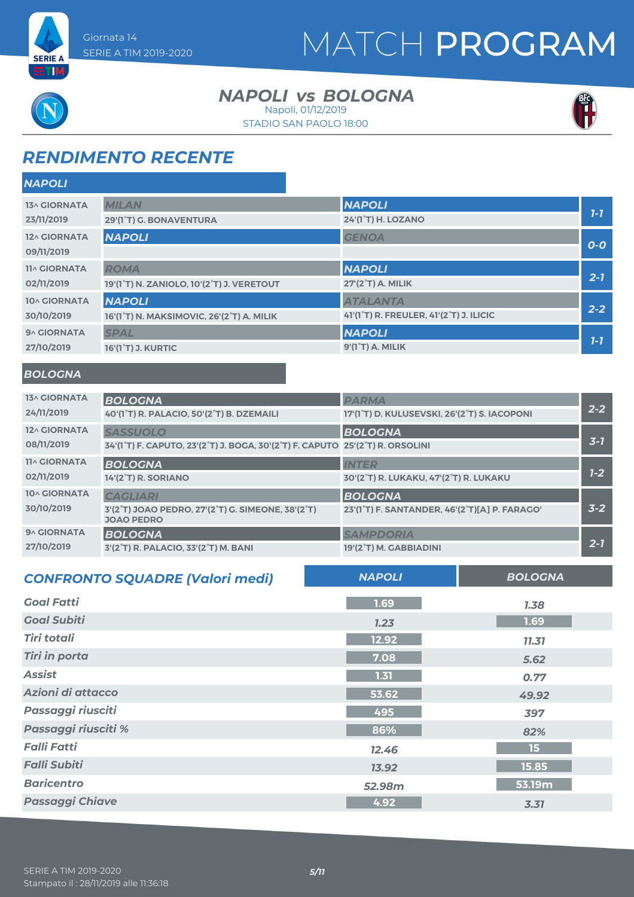Giornata 14
SERIE A TIM 2019-2020

# MATCH PROGRAM

## NAPOLI vs BOLOGNA

Napoli, 01/12/2019
STADIO SAN PAOLO 18:00

## RENDIMENTO RECENTE

### NAPOLI

| Giornata | Casa | Ospite | Risultato |
|---|---|---|---|
| 13^ GIORNATA 23/11/2019 | MILAN<br>29'(1°T) G. BONAVENTURA | NAPOLI<br>24'(1°T) H. LOZANO | 1-1 |
| 12^ GIORNATA 09/11/2019 | NAPOLI | GENOA | 0-0 |
| 11^ GIORNATA 02/11/2019 | ROMA<br>19'(1°T) N. ZANIOLO, 10'(2°T) J. VERETOUT | NAPOLI<br>27'(2°T) A. MILIK | 2-1 |
| 10^ GIORNATA 30/10/2019 | NAPOLI<br>16'(1°T) N. MAKSIMOVIC, 26'(2°T) A. MILIK | ATALANTA<br>41'(1°T) R. FREULER, 41'(2°T) J. ILICIC | 2-2 |
| 9^ GIORNATA 27/10/2019 | SPAL<br>16'(1°T) J. KURTIC | NAPOLI<br>9'(1°T) A. MILIK | 1-1 |

### BOLOGNA

| Giornata | Casa | Ospite | Risultato |
|---|---|---|---|
| 13^ GIORNATA 24/11/2019 | BOLOGNA<br>40'(1°T) R. PALACIO, 50'(2°T) B. DZEMAILI | PARMA<br>17'(1°T) D. KULUSEVSKI, 26'(2°T) S. IACOPONI | 2-2 |
| 12^ GIORNATA 08/11/2019 | SASSUOLO<br>34'(1°T) F. CAPUTO, 23'(2°T) J. BOGA, 30'(2°T) F. CAPUTO | BOLOGNA<br>25'(2°T) R. ORSOLINI | 3-1 |
| 11^ GIORNATA 02/11/2019 | BOLOGNA<br>14'(2°T) R. SORIANO | INTER<br>30'(2°T) R. LUKAKU, 47'(2°T) R. LUKAKU | 1-2 |
| 10^ GIORNATA 30/10/2019 | CAGLIARI<br>3'(2°T) JOAO PEDRO, 27'(2°T) G. SIMEONE, 38'(2°T) JOAO PEDRO | BOLOGNA<br>23'(1°T) F. SANTANDER, 46'(2°T)[A] P. FARAGO' | 3-2 |
| 9^ GIORNATA 27/10/2019 | BOLOGNA<br>3'(2°T) R. PALACIO, 33'(2°T) M. BANI | SAMPDORIA<br>19'(2°T) M. GABBIADINI | 2-1 |

## CONFRONTO SQUADRE (Valori medi)

| | NAPOLI | BOLOGNA |
|---|---|---|
| Goal Fatti | 1.69 | 1.38 |
| Goal Subiti | 1.23 | 1.69 |
| Tiri totali | 12.92 | 11.31 |
| Tiri in porta | 7.08 | 5.62 |
| Assist | 1.31 | 0.77 |
| Azioni di attacco | 53.62 | 49.92 |
| Passaggi riusciti | 495 | 397 |
| Passaggi riusciti % | 86% | 82% |
| Falli Fatti | 12.46 | 15 |
| Falli Subiti | 13.92 | 15.85 |
| Baricentro | 52.98m | 53.19m |
| Passaggi Chiave | 4.92 | 3.31 |

SERIE A TIM 2019-2020
Stampato il : 28/11/2019 alle 11:36:18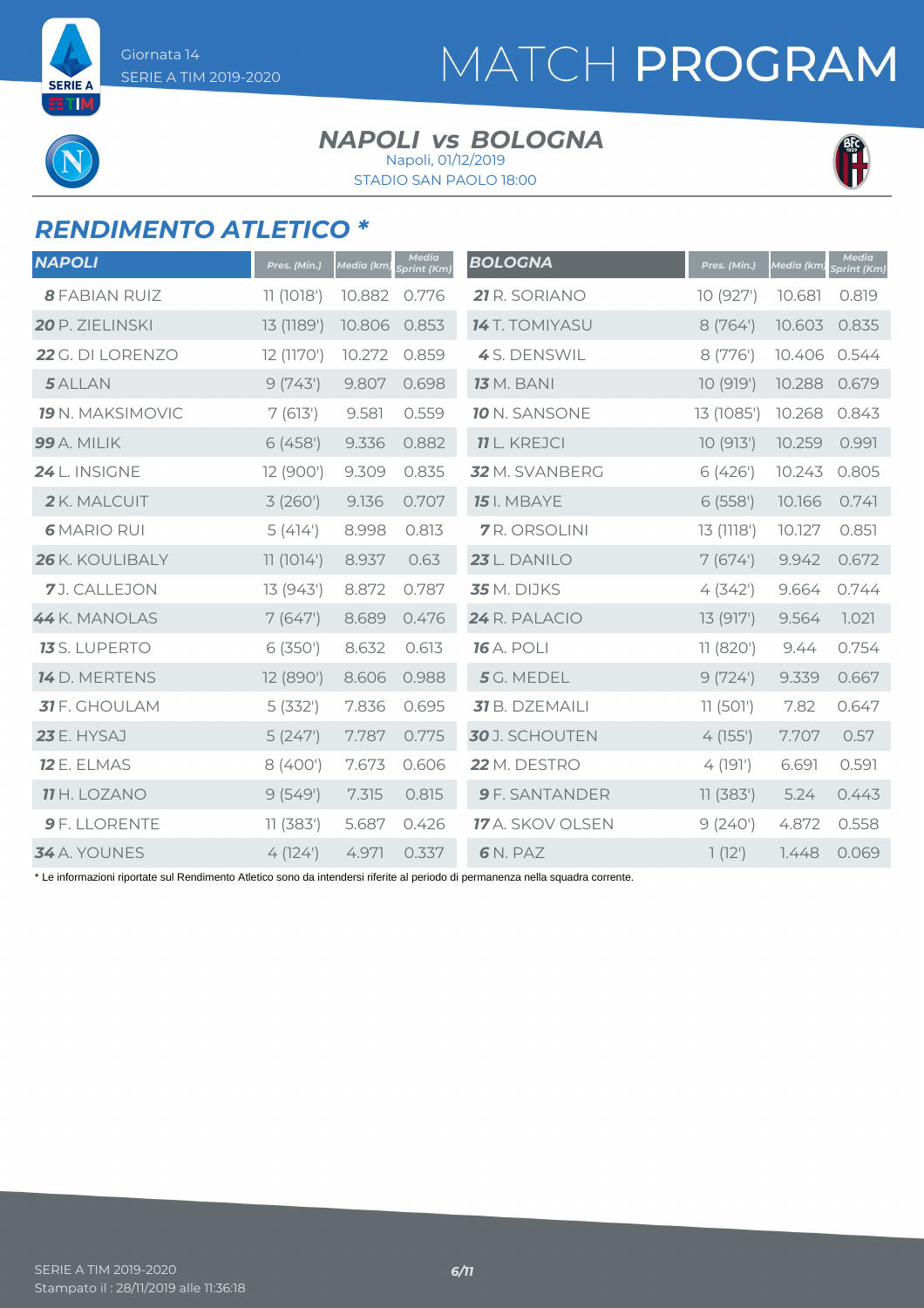# MATCH PROGRAM

Giornata 14
SERIE A TIM 2019-2020

## NAPOLI vs BOLOGNA

Napoli, 01/12/2019
STADIO SAN PAOLO 18:00

## RENDIMENTO ATLETICO *

| NAPOLI | Pres. (Min.) | Media (km) | Media Sprint (Km) | BOLOGNA | Pres. (Min.) | Media (km) | Media Sprint (Km) |
|---|---|---|---|---|---|---|---|
| **8** FABIAN RUIZ | 11 (1018') | 10.882 | 0.776 | **21** R. SORIANO | 10 (927') | 10.681 | 0.819 |
| **20** P. ZIELINSKI | 13 (1189') | 10.806 | 0.853 | **14** T. TOMIYASU | 8 (764') | 10.603 | 0.835 |
| **22** G. DI LORENZO | 12 (1170') | 10.272 | 0.859 | **4** S. DENSWIL | 8 (776') | 10.406 | 0.544 |
| **5** ALLAN | 9 (743') | 9.807 | 0.698 | **13** M. BANI | 10 (919') | 10.288 | 0.679 |
| **19** N. MAKSIMOVIC | 7 (613') | 9.581 | 0.559 | **10** N. SANSONE | 13 (1085') | 10.268 | 0.843 |
| **99** A. MILIK | 6 (458') | 9.336 | 0.882 | **11** L. KREJCI | 10 (913') | 10.259 | 0.991 |
| **24** L. INSIGNE | 12 (900') | 9.309 | 0.835 | **32** M. SVANBERG | 6 (426') | 10.243 | 0.805 |
| **2** K. MALCUIT | 3 (260') | 9.136 | 0.707 | **15** I. MBAYE | 6 (558') | 10.166 | 0.741 |
| **6** MARIO RUI | 5 (414') | 8.998 | 0.813 | **7** R. ORSOLINI | 13 (1118') | 10.127 | 0.851 |
| **26** K. KOULIBALY | 11 (1014') | 8.937 | 0.63 | **23** L. DANILO | 7 (674') | 9.942 | 0.672 |
| **7** J. CALLEJON | 13 (943') | 8.872 | 0.787 | **35** M. DIJKS | 4 (342') | 9.664 | 0.744 |
| **44** K. MANOLAS | 7 (647') | 8.689 | 0.476 | **24** R. PALACIO | 13 (917') | 9.564 | 1.021 |
| **13** S. LUPERTO | 6 (350') | 8.632 | 0.613 | **16** A. POLI | 11 (820') | 9.44 | 0.754 |
| **14** D. MERTENS | 12 (890') | 8.606 | 0.988 | **5** G. MEDEL | 9 (724') | 9.339 | 0.667 |
| **31** F. GHOULAM | 5 (332') | 7.836 | 0.695 | **31** B. DZEMAILI | 11 (501') | 7.82 | 0.647 |
| **23** E. HYSAJ | 5 (247') | 7.787 | 0.775 | **30** J. SCHOUTEN | 4 (155') | 7.707 | 0.57 |
| **12** E. ELMAS | 8 (400') | 7.673 | 0.606 | **22** M. DESTRO | 4 (191') | 6.691 | 0.591 |
| **11** H. LOZANO | 9 (549') | 7.315 | 0.815 | **9** F. SANTANDER | 11 (383') | 5.24 | 0.443 |
| **9** F. LLORENTE | 11 (383') | 5.687 | 0.426 | **17** A. SKOV OLSEN | 9 (240') | 4.872 | 0.558 |
| **34** A. YOUNES | 4 (124') | 4.971 | 0.337 | **6** N. PAZ | 1 (12') | 1.448 | 0.069 |

* Le informazioni riportate sul Rendimento Atletico sono da intendersi riferite al periodo di permanenza nella squadra corrente.

SERIE A TIM 2019-2020
Stampato il : 28/11/2019 alle 11:36:18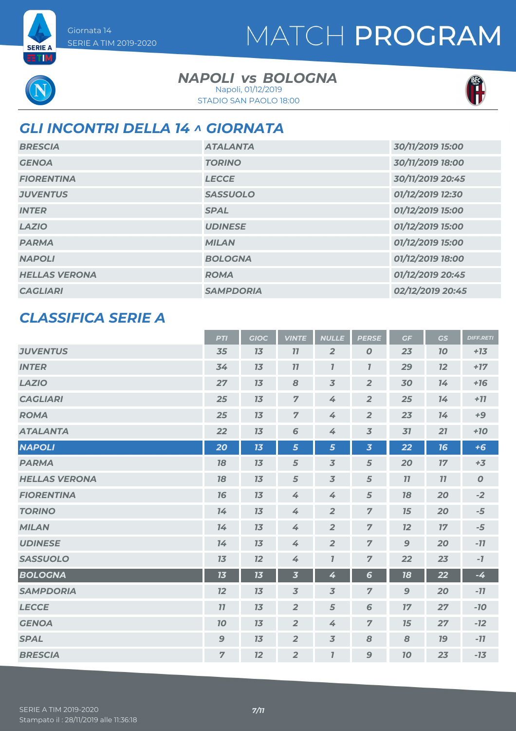Giornata 14
SERIE A TIM 2019-2020

# MATCH PROGRAM

**NAPOLI vs BOLOGNA**
Napoli, 01/12/2019
STADIO SAN PAOLO 18:00

## GLI INCONTRI DELLA 14 ^ GIORNATA

| | | |
|---|---|---|
| BRESCIA | ATALANTA | 30/11/2019 15:00 |
| GENOA | TORINO | 30/11/2019 18:00 |
| FIORENTINA | LECCE | 30/11/2019 20:45 |
| JUVENTUS | SASSUOLO | 01/12/2019 12:30 |
| INTER | SPAL | 01/12/2019 15:00 |
| LAZIO | UDINESE | 01/12/2019 15:00 |
| PARMA | MILAN | 01/12/2019 15:00 |
| NAPOLI | BOLOGNA | 01/12/2019 18:00 |
| HELLAS VERONA | ROMA | 01/12/2019 20:45 |
| CAGLIARI | SAMPDORIA | 02/12/2019 20:45 |

## CLASSIFICA SERIE A

| | PTI | GIOC | VINTE | NULLE | PERSE | GF | GS | DIFF.RETI |
|---|---|---|---|---|---|---|---|---|
| JUVENTUS | 35 | 13 | 11 | 2 | 0 | 23 | 10 | +13 |
| INTER | 34 | 13 | 11 | 1 | 1 | 29 | 12 | +17 |
| LAZIO | 27 | 13 | 8 | 3 | 2 | 30 | 14 | +16 |
| CAGLIARI | 25 | 13 | 7 | 4 | 2 | 25 | 14 | +11 |
| ROMA | 25 | 13 | 7 | 4 | 2 | 23 | 14 | +9 |
| ATALANTA | 22 | 13 | 6 | 4 | 3 | 31 | 21 | +10 |
| NAPOLI | 20 | 13 | 5 | 5 | 3 | 22 | 16 | +6 |
| PARMA | 18 | 13 | 5 | 3 | 5 | 20 | 17 | +3 |
| HELLAS VERONA | 18 | 13 | 5 | 3 | 5 | 11 | 11 | 0 |
| FIORENTINA | 16 | 13 | 4 | 4 | 5 | 18 | 20 | -2 |
| TORINO | 14 | 13 | 4 | 2 | 7 | 15 | 20 | -5 |
| MILAN | 14 | 13 | 4 | 2 | 7 | 12 | 17 | -5 |
| UDINESE | 14 | 13 | 4 | 2 | 7 | 9 | 20 | -11 |
| SASSUOLO | 13 | 12 | 4 | 1 | 7 | 22 | 23 | -1 |
| BOLOGNA | 13 | 13 | 3 | 4 | 6 | 18 | 22 | -4 |
| SAMPDORIA | 12 | 13 | 3 | 3 | 7 | 9 | 20 | -11 |
| LECCE | 11 | 13 | 2 | 5 | 6 | 17 | 27 | -10 |
| GENOA | 10 | 13 | 2 | 4 | 7 | 15 | 27 | -12 |
| SPAL | 9 | 13 | 2 | 3 | 8 | 8 | 19 | -11 |
| BRESCIA | 7 | 12 | 2 | 1 | 9 | 10 | 23 | -13 |

SERIE A TIM 2019-2020
Stampato il : 28/11/2019 alle 11:36:18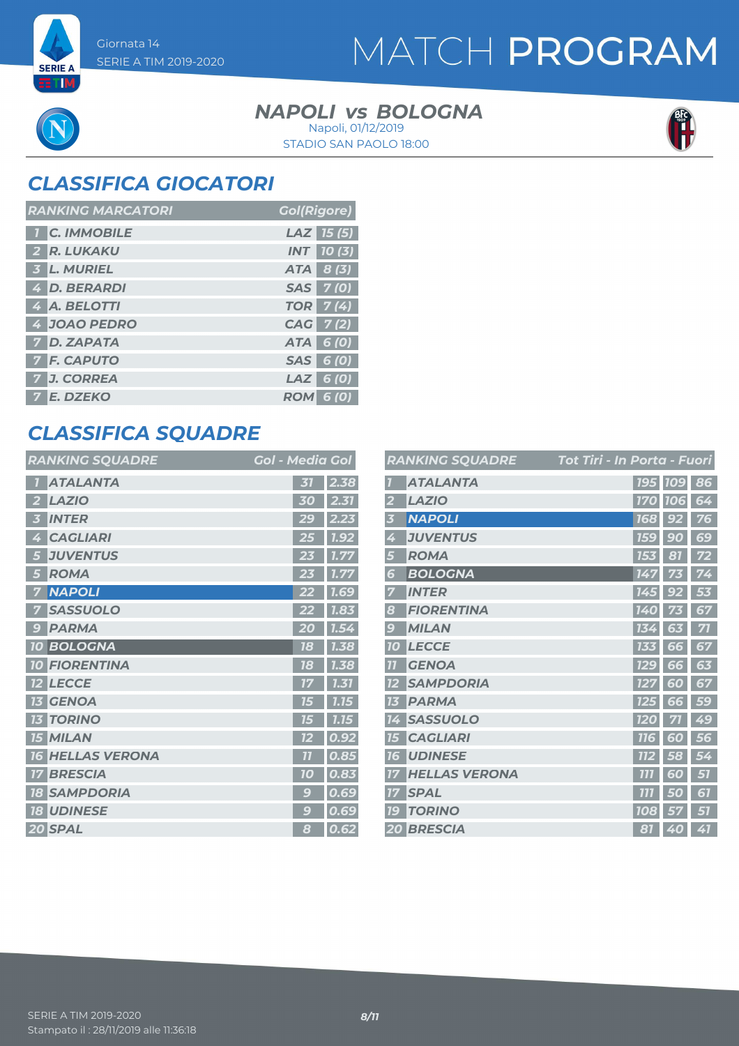Giornata 14
SERIE A TIM 2019-2020

# MATCH PROGRAM

### NAPOLI vs BOLOGNA
Napoli, 01/12/2019
STADIO SAN PAOLO 18:00

## CLASSIFICA GIOCATORI

| RANKING MARCATORI | | | Gol(Rigore) |
|---|---|---|---|
| 1 | C. IMMOBILE | LAZ | 15 (5) |
| 2 | R. LUKAKU | INT | 10 (3) |
| 3 | L. MURIEL | ATA | 8 (3) |
| 4 | D. BERARDI | SAS | 7 (0) |
| 4 | A. BELOTTI | TOR | 7 (4) |
| 4 | JOAO PEDRO | CAG | 7 (2) |
| 7 | D. ZAPATA | ATA | 6 (0) |
| 7 | F. CAPUTO | SAS | 6 (0) |
| 7 | J. CORREA | LAZ | 6 (0) |
| 7 | E. DZEKO | ROM | 6 (0) |

## CLASSIFICA SQUADRE

| RANKING SQUADRE | | Gol | Media Gol |
|---|---|---|---|
| 1 | ATALANTA | 31 | 2.38 |
| 2 | LAZIO | 30 | 2.31 |
| 3 | INTER | 29 | 2.23 |
| 4 | CAGLIARI | 25 | 1.92 |
| 5 | JUVENTUS | 23 | 1.77 |
| 5 | ROMA | 23 | 1.77 |
| 7 | NAPOLI | 22 | 1.69 |
| 7 | SASSUOLO | 22 | 1.83 |
| 9 | PARMA | 20 | 1.54 |
| 10 | BOLOGNA | 18 | 1.38 |
| 10 | FIORENTINA | 18 | 1.38 |
| 12 | LECCE | 17 | 1.31 |
| 13 | GENOA | 15 | 1.15 |
| 13 | TORINO | 15 | 1.15 |
| 15 | MILAN | 12 | 0.92 |
| 16 | HELLAS VERONA | 11 | 0.85 |
| 17 | BRESCIA | 10 | 0.83 |
| 18 | SAMPDORIA | 9 | 0.69 |
| 18 | UDINESE | 9 | 0.69 |
| 20 | SPAL | 8 | 0.62 |

| RANKING SQUADRE | | Tot Tiri | In Porta | Fuori |
|---|---|---|---|---|
| 1 | ATALANTA | 195 | 109 | 86 |
| 2 | LAZIO | 170 | 106 | 64 |
| 3 | NAPOLI | 168 | 92 | 76 |
| 4 | JUVENTUS | 159 | 90 | 69 |
| 5 | ROMA | 153 | 81 | 72 |
| 6 | BOLOGNA | 147 | 73 | 74 |
| 7 | INTER | 145 | 92 | 53 |
| 8 | FIORENTINA | 140 | 73 | 67 |
| 9 | MILAN | 134 | 63 | 71 |
| 10 | LECCE | 133 | 66 | 67 |
| 11 | GENOA | 129 | 66 | 63 |
| 12 | SAMPDORIA | 127 | 60 | 67 |
| 13 | PARMA | 125 | 66 | 59 |
| 14 | SASSUOLO | 120 | 71 | 49 |
| 15 | CAGLIARI | 116 | 60 | 56 |
| 16 | UDINESE | 112 | 58 | 54 |
| 17 | HELLAS VERONA | 111 | 60 | 51 |
| 17 | SPAL | 111 | 50 | 61 |
| 19 | TORINO | 108 | 57 | 51 |
| 20 | BRESCIA | 81 | 40 | 41 |

SERIE A TIM 2019-2020
Stampato il : 28/11/2019 alle 11:36:18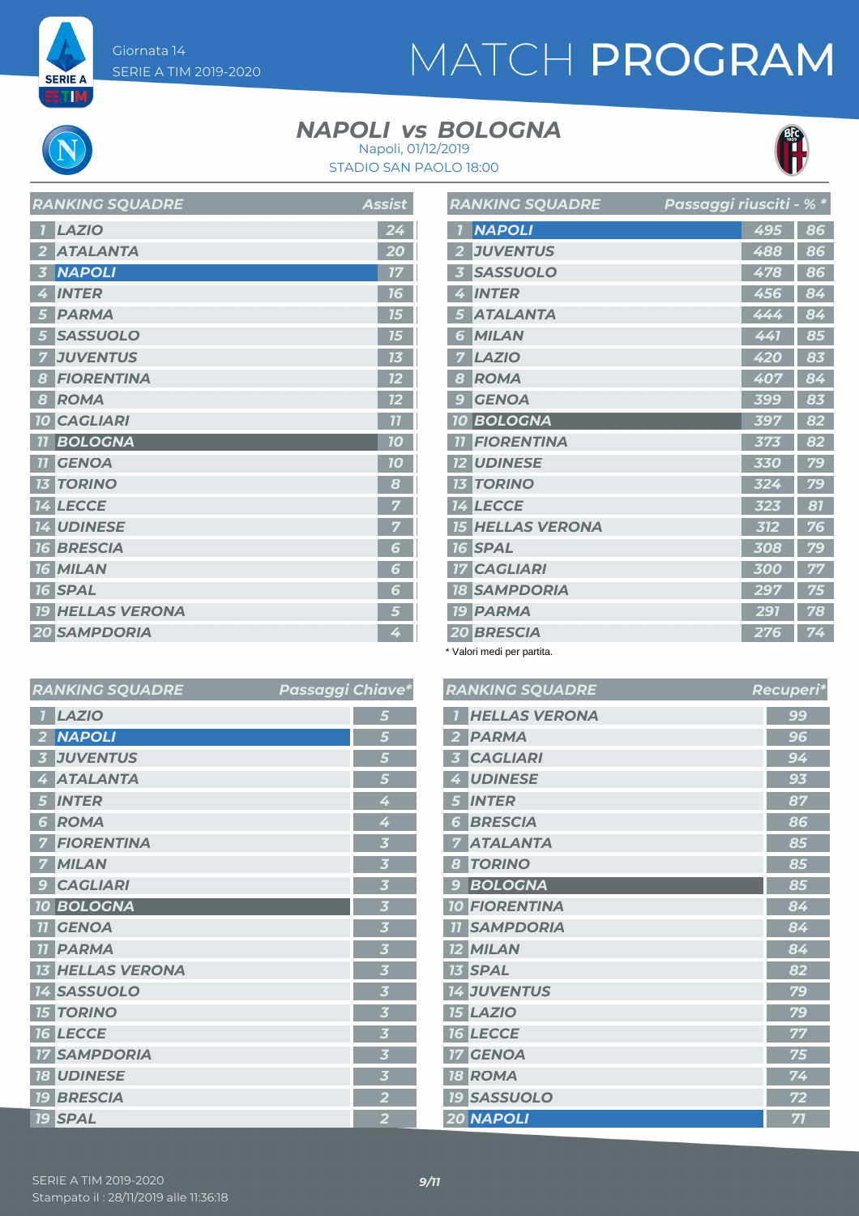Giornata 14
SERIE A TIM 2019-2020

# MATCH PROGRAM

## NAPOLI vs BOLOGNA

Napoli, 01/12/2019
STADIO SAN PAOLO 18:00

| RANKING SQUADRE | | Assist |
|---|---|---|
| 1 | LAZIO | 24 |
| 2 | ATALANTA | 20 |
| 3 | NAPOLI | 17 |
| 4 | INTER | 16 |
| 5 | PARMA | 15 |
| 5 | SASSUOLO | 15 |
| 7 | JUVENTUS | 13 |
| 8 | FIORENTINA | 12 |
| 8 | ROMA | 12 |
| 10 | CAGLIARI | 11 |
| 11 | BOLOGNA | 10 |
| 11 | GENOA | 10 |
| 13 | TORINO | 8 |
| 14 | LECCE | 7 |
| 14 | UDINESE | 7 |
| 16 | BRESCIA | 6 |
| 16 | MILAN | 6 |
| 16 | SPAL | 6 |
| 19 | HELLAS VERONA | 5 |
| 20 | SAMPDORIA | 4 |

| RANKING SQUADRE | | Passaggi riusciti | % * |
|---|---|---|---|
| 1 | NAPOLI | 495 | 86 |
| 2 | JUVENTUS | 488 | 86 |
| 3 | SASSUOLO | 478 | 86 |
| 4 | INTER | 456 | 84 |
| 5 | ATALANTA | 444 | 84 |
| 6 | MILAN | 441 | 85 |
| 7 | LAZIO | 420 | 83 |
| 8 | ROMA | 407 | 84 |
| 9 | GENOA | 399 | 83 |
| 10 | BOLOGNA | 397 | 82 |
| 11 | FIORENTINA | 373 | 82 |
| 12 | UDINESE | 330 | 79 |
| 13 | TORINO | 324 | 79 |
| 14 | LECCE | 323 | 81 |
| 15 | HELLAS VERONA | 312 | 76 |
| 16 | SPAL | 308 | 79 |
| 17 | CAGLIARI | 300 | 77 |
| 18 | SAMPDORIA | 297 | 75 |
| 19 | PARMA | 291 | 78 |
| 20 | BRESCIA | 276 | 74 |

* Valori medi per partita.

| RANKING SQUADRE | | Passaggi Chiave* |
|---|---|---|
| 1 | LAZIO | 5 |
| 2 | NAPOLI | 5 |
| 3 | JUVENTUS | 5 |
| 4 | ATALANTA | 5 |
| 5 | INTER | 4 |
| 6 | ROMA | 4 |
| 7 | FIORENTINA | 3 |
| 7 | MILAN | 3 |
| 9 | CAGLIARI | 3 |
| 10 | BOLOGNA | 3 |
| 11 | GENOA | 3 |
| 11 | PARMA | 3 |
| 13 | HELLAS VERONA | 3 |
| 14 | SASSUOLO | 3 |
| 15 | TORINO | 3 |
| 16 | LECCE | 3 |
| 17 | SAMPDORIA | 3 |
| 18 | UDINESE | 3 |
| 19 | BRESCIA | 2 |
| 19 | SPAL | 2 |

| RANKING SQUADRE | | Recuperi* |
|---|---|---|
| 1 | HELLAS VERONA | 99 |
| 2 | PARMA | 96 |
| 3 | CAGLIARI | 94 |
| 4 | UDINESE | 93 |
| 5 | INTER | 87 |
| 6 | BRESCIA | 86 |
| 7 | ATALANTA | 85 |
| 8 | TORINO | 85 |
| 9 | BOLOGNA | 85 |
| 10 | FIORENTINA | 84 |
| 11 | SAMPDORIA | 84 |
| 12 | MILAN | 84 |
| 13 | SPAL | 82 |
| 14 | JUVENTUS | 79 |
| 15 | LAZIO | 79 |
| 16 | LECCE | 77 |
| 17 | GENOA | 75 |
| 18 | ROMA | 74 |
| 19 | SASSUOLO | 72 |
| 20 | NAPOLI | 71 |

SERIE A TIM 2019-2020
Stampato il : 28/11/2019 alle 11:36:18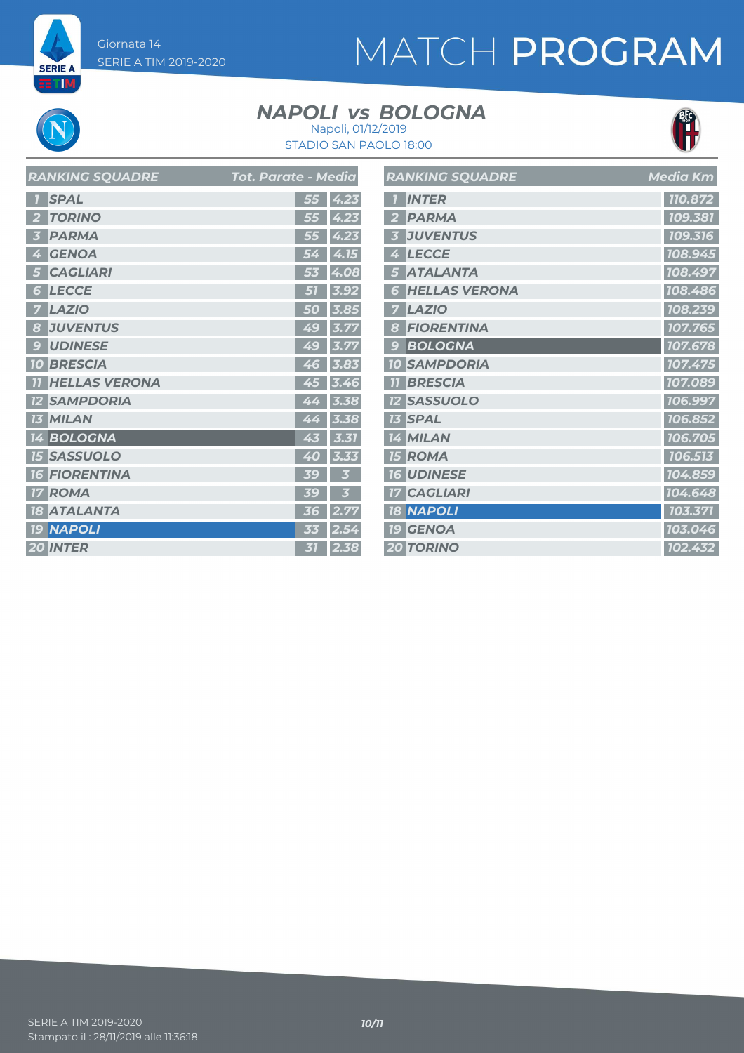# MATCH PROGRAM

Giornata 14
SERIE A TIM 2019-2020

## NAPOLI vs BOLOGNA

Napoli, 01/12/2019
STADIO SAN PAOLO 18:00

| RANKING SQUADRE | | Tot. Parate | Media |
|---|---|---|---|
| 1 | SPAL | 55 | 4.23 |
| 2 | TORINO | 55 | 4.23 |
| 3 | PARMA | 55 | 4.23 |
| 4 | GENOA | 54 | 4.15 |
| 5 | CAGLIARI | 53 | 4.08 |
| 6 | LECCE | 51 | 3.92 |
| 7 | LAZIO | 50 | 3.85 |
| 8 | JUVENTUS | 49 | 3.77 |
| 9 | UDINESE | 49 | 3.77 |
| 10 | BRESCIA | 46 | 3.83 |
| 11 | HELLAS VERONA | 45 | 3.46 |
| 12 | SAMPDORIA | 44 | 3.38 |
| 13 | MILAN | 44 | 3.38 |
| 14 | BOLOGNA | 43 | 3.31 |
| 15 | SASSUOLO | 40 | 3.33 |
| 16 | FIORENTINA | 39 | 3 |
| 17 | ROMA | 39 | 3 |
| 18 | ATALANTA | 36 | 2.77 |
| 19 | NAPOLI | 33 | 2.54 |
| 20 | INTER | 31 | 2.38 |

| RANKING SQUADRE | | Media Km |
|---|---|---|
| 1 | INTER | 110.872 |
| 2 | PARMA | 109.381 |
| 3 | JUVENTUS | 109.316 |
| 4 | LECCE | 108.945 |
| 5 | ATALANTA | 108.497 |
| 6 | HELLAS VERONA | 108.486 |
| 7 | LAZIO | 108.239 |
| 8 | FIORENTINA | 107.765 |
| 9 | BOLOGNA | 107.678 |
| 10 | SAMPDORIA | 107.475 |
| 11 | BRESCIA | 107.089 |
| 12 | SASSUOLO | 106.997 |
| 13 | SPAL | 106.852 |
| 14 | MILAN | 106.705 |
| 15 | ROMA | 106.513 |
| 16 | UDINESE | 104.859 |
| 17 | CAGLIARI | 104.648 |
| 18 | NAPOLI | 103.371 |
| 19 | GENOA | 103.046 |
| 20 | TORINO | 102.432 |

SERIE A TIM 2019-2020
Stampato il : 28/11/2019 alle 11:36:18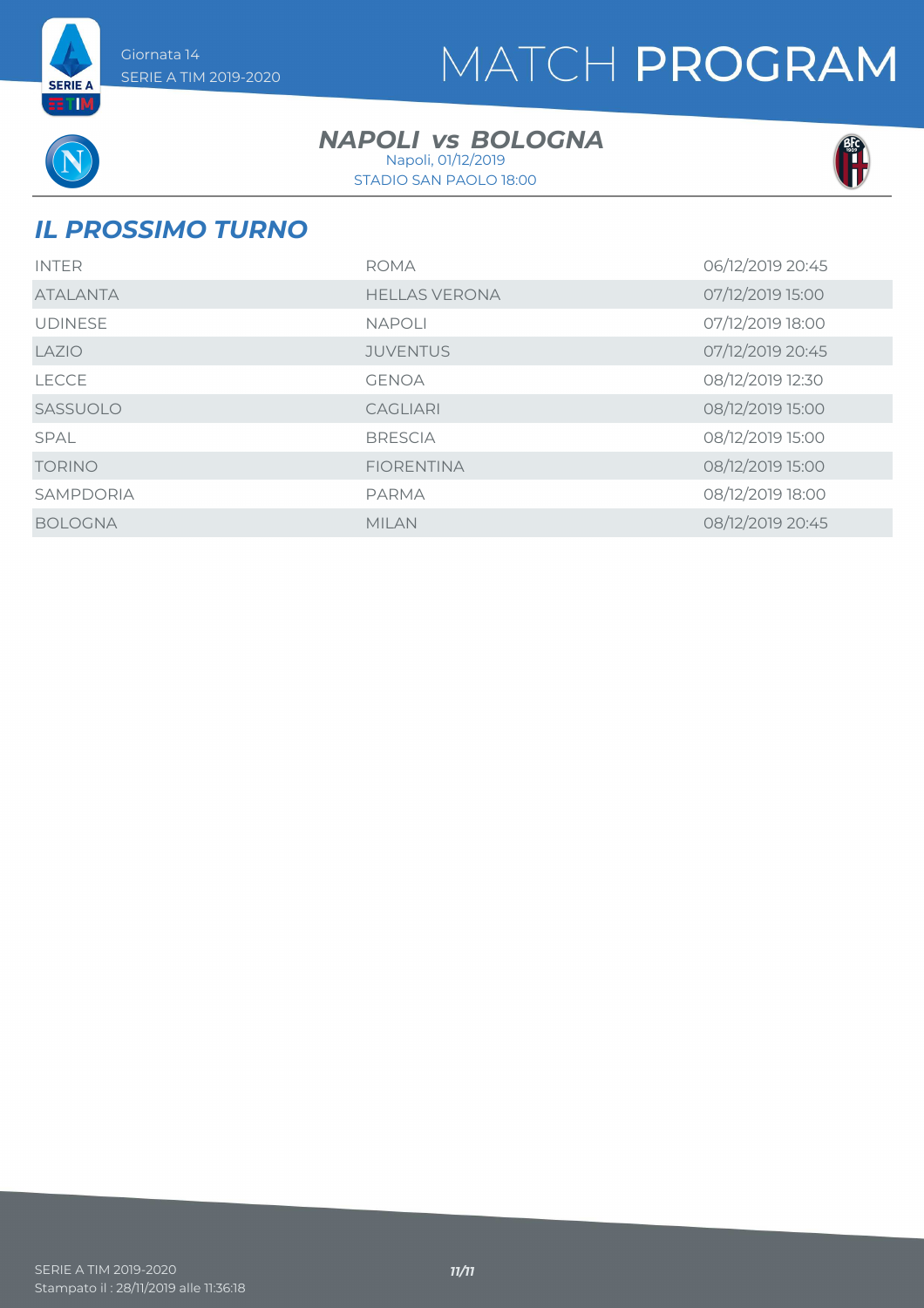# MATCH PROGRAM

Giornata 14
SERIE A TIM 2019-2020

## NAPOLI vs BOLOGNA

Napoli, 01/12/2019
STADIO SAN PAOLO 18:00

## IL PROSSIMO TURNO

| | | |
|---|---|---|
| INTER | ROMA | 06/12/2019 20:45 |
| ATALANTA | HELLAS VERONA | 07/12/2019 15:00 |
| UDINESE | NAPOLI | 07/12/2019 18:00 |
| LAZIO | JUVENTUS | 07/12/2019 20:45 |
| LECCE | GENOA | 08/12/2019 12:30 |
| SASSUOLO | CAGLIARI | 08/12/2019 15:00 |
| SPAL | BRESCIA | 08/12/2019 15:00 |
| TORINO | FIORENTINA | 08/12/2019 15:00 |
| SAMPDORIA | PARMA | 08/12/2019 18:00 |
| BOLOGNA | MILAN | 08/12/2019 20:45 |

SERIE A TIM 2019-2020
Stampato il : 28/11/2019 alle 11:36:18